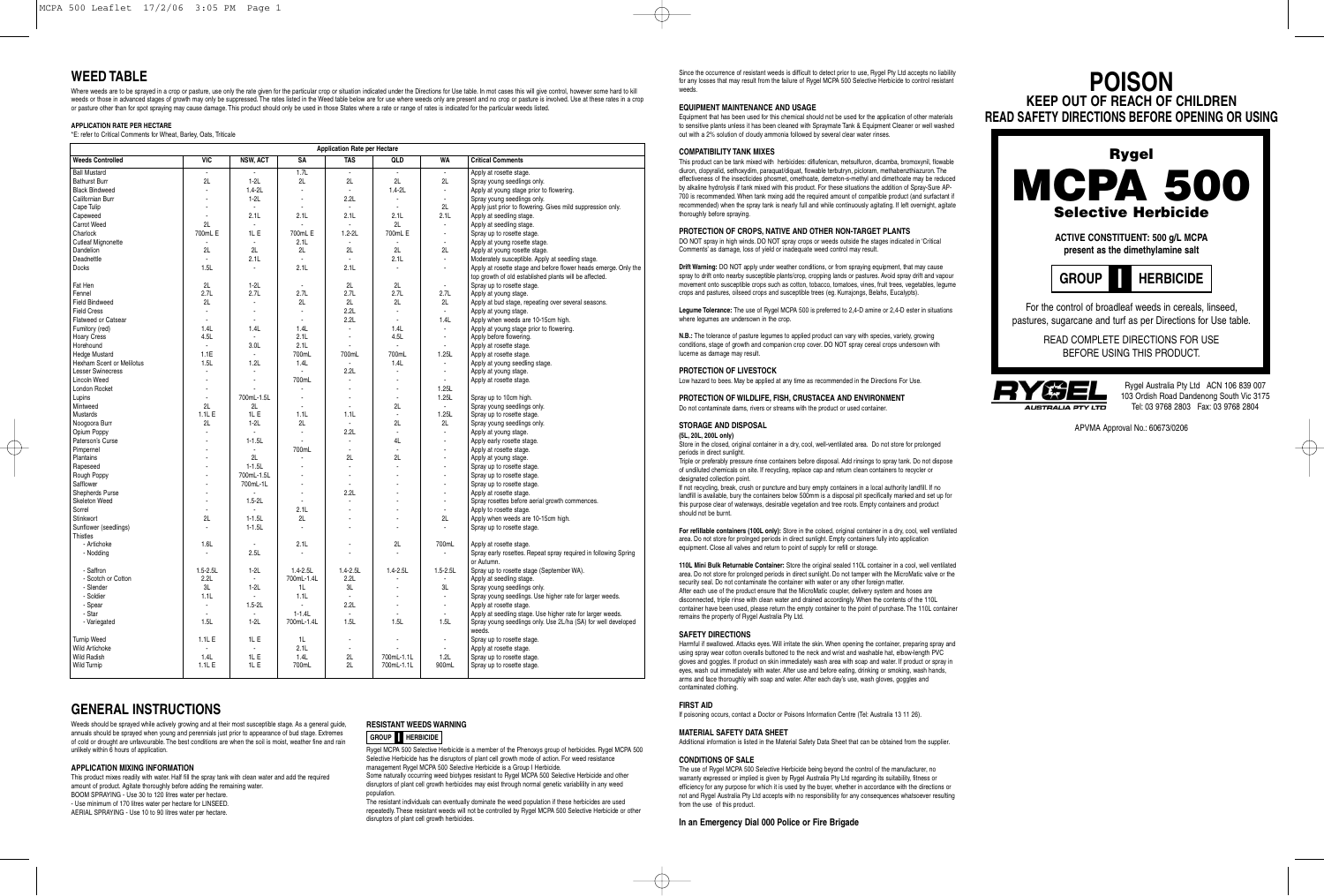## WEED TABLE

Where weeds are to be sprayed in a crop or pasture, use only the rate given for the particular crop or situation indicated under the Directions for Use table. In most cases this will give control, however some hard to kill weeds or those in advanced stages of growth may only be suppressed. The rates listed in the Weed table below are for use where weeds only are present and no crop or pasture is involved. Use at these rates in a crop or pasture other than for spot spraying may cause damage. This product should only be used in those States where a rate or range of rates is indicated for the particular weeds listed.

### APPLICATION RATE PER HECTARE

*E: refer to Critical Comments for Wheat, Barley, Oats, Triticale

| | Application Rate per Hectare | | | | | | |
|---|---|---|---|---|---|---|---|
| **Weeds Controlled** | **VIC** | **NSW, ACT** | **SA** | **TAS** | **QLD** | **WA** | **Critical Comments** |
| Ball Mustard | - | - | 1.7L | - | - | - | Apply at rosette stage. |
| Bathurst Burr | 2L | 1-2L | 2L | 2L | 2L | 2L | Spray young seedlings only. |
| Black Bindweed | - | 1.4-2L | - | - | 1.4-2L | - | Apply at young stage prior to flowering. |
| Californian Burr | - | 1-2L | - | 2.2L | - | - | Spray young seedlings only. |
| Cape Tulip | - | - | - | - | - | 2L | Apply just prior to flowering. Gives mild suppression only. |
| Capeweed | - | 2.1L | 2.1L | 2.1L | 2.1L | 2.1L | Apply at seedling stage. |
| Carrot Weed | 2L | - | - | - | 2L | - | Apply at seedling stage. |
| Charlock | 700mL E | 1L E | 700mL E | 1.2-2L | 700mL E | - | Spray up to rosette stage. |
| Cutleaf Mignonette | - | - | 2.1L | - | - | - | Apply at young rosette stage. |
| Dandelion | 2L | 2L | 2L | 2L | 2L | 2L | Apply at young rosette stage. |
| Deadnettle | - | 2.1L | - | - | 2.1L | - | Moderately susceptible. Apply at seedling stage. |
| Docks | 1.5L | - | 2.1L | 2.1L | - | - | Apply at rosette stage and before flower heads emerge. Only the top growth of old established plants will be affected. |
| Fat Hen | 2L | 1-2L | - | 2L | 2L | - | Spray up to rosette stage. |
| Fennel | 2.7L | 2.7L | 2.7L | 2.7L | 2.7L | 2.7L | Apply at young stage. |
| Field Bindweed | 2L | - | 2L | 2L | 2L | 2L | Apply at bud stage, repeating over several seasons. |
| Field Cress | - | - | - | 2.2L | - | - | Apply at young stage. |
| Flatweed or Catsear | - | - | - | 2.2L | - | 1.4L | Apply when weeds are 10-15cm high. |
| Fumitory (red) | 1.4L | 1.4L | 1.4L | - | 1.4L | - | Apply at young stage prior to flowering. |
| Hoary Cress | 4.5L | - | 2.1L | - | 4.5L | - | Apply before flowering. |
| Horehound | - | 3.0L | 2.1L | - | - | - | Apply at rosette stage. |
| Hedge Mustard | 1.1E | - | 700mL | 700mL | 700mL | 1.25L | Apply at rosette stage. |
| Hexham Scent or Melilotus | 1.5L | 1.2L | 1.4L | - | 1.4L | - | Apply at young seedling stage. |
| Lesser Swinecress | - | - | - | 2.2L | - | - | Apply at young stage. |
| Lincoln Weed | - | - | 700mL | - | - | - | Apply at rosette stage. |
| London Rocket | - | - | - | - | - | 1.25L | |
| Lupins | - | 700mL-1.5L | - | - | - | 1.25L | Spray up to 10cm high. |
| Mintweed | 2L | 2L | - | - | 2L | - | Spray young seedlings only. |
| Mustards | 1.1L E | 1L E | 1.1L | 1.1L | - | 1.25L | Spray up to rosette stage. |
| Noogoora Burr | 2L | 1-2L | 2L | - | 2L | 2L | Spray young seedlings only. |
| Opium Poppy | - | - | - | 2.2L | - | - | Apply at young stage. |
| Paterson's Curse | - | 1-1.5L | - | - | 4L | - | Apply early rosette stage. |
| Pimpernel | - | - | 700mL | - | - | - | Apply at rosette stage. |
| Plantains | - | 2L | - | 2L | 2L | - | Apply at young stage. |
| Rapeseed | - | 1-1.5L | - | - | - | - | Spray up to rosette stage. |
| Rough Poppy | - | 700mL-1.5L | - | - | - | - | Spray up to rosette stage. |
| Safflower | - | 700mL-1L | - | - | - | - | Spray up to rosette stage. |
| Shepherds Purse | - | - | - | 2.2L | - | - | Apply at rosette stage. |
| Skeleton Weed | - | 1.5-2L | - | - | - | - | Spray rosettes before aerial growth commences. |
| Sorrel | - | - | 2.1L | - | - | - | Apply to rosette stage. |
| Stinkwort | 2L | 1-1.5L | 2L | - | - | 2L | Apply when weeds are 10-15cm high. |
| Sunflower (seedlings) | - | 1-1.5L | - | - | - | - | Spray up to rosette stage. |
| Thistles | | | | | | | |
| - Artichoke | 1.6L | - | 2.1L | - | 2L | 700mL | Apply at rosette stage. |
| - Nodding | - | 2.5L | - | - | - | - | Spray early rosettes. Repeat spray required in following Spring or Autumn. |
| - Saffron | 1.5-2.5L | 1-2L | 1.4-2.5L | 1.4-2.5L | 1.4-2.5L | 1.5-2.5L | Spray up to rosette stage (September WA). |
| - Scotch or Cotton | 2.2L | - | 700mL-1.4L | 2.2L | - | - | Apply at seedling stage. |
| - Slender | 3L | 1-2L | 1L | 3L | - | 3L | Spray young seedlings only. |
| - Soldier | 1.1L | - | 1.1L | - | - | - | Spray young seedlings. Use higher rate for larger weeds. |
| - Spear | - | 1.5-2L | - | 2.2L | - | - | Apply at rosette stage. |
| - Star | - | - | 1-1.4L | - | - | - | Apply at seedling stage. Use higher rate for larger weeds. |
| - Variegated | 1.5L | 1-2L | 700mL-1.4L | 1.5L | 1.5L | 1.5L | Spray young seedlings only. Use 2L/ha (SA) for well developed weeds. |
| Turnip Weed | 1.1L E | 1L E | 1L | - | - | - | Spray up to rosette stage. |
| Wild Artichoke | - | - | 2.1L | - | - | - | Apply at rosette stage. |
| Wild Radish | 1.4L | 1L E | 1.4L | 2L | 700mL-1.1L | 1.2L | Spray up to rosette stage. |
| Wild Turnip | 1.1L E | 1L E | 700mL | 2L | 700mL-1.1L | 900mL | Spray up to rosette stage. |

## GENERAL INSTRUCTIONS

Weeds should be sprayed while actively growing and at their most susceptible stage. As a general guide, annuals should be sprayed when young and perennials just prior to appearance of bud stage. Extremes of cold or drought are unfavourable. The best conditions are when the soil is moist, weather fine and rain unlikely within 6 hours of application.

### APPLICATION MIXING INFORMATION

This product mixes readily with water. Half fill the spray tank with clean water and add the required amount of product. Agitate thoroughly before adding the remaining water.

BOOM SPRAYING - Use 30 to 120 litres water per hectare.

- Use minimum of 170 litres water per hectare for LINSEED.

AERIAL SPRAYING - Use 10 to 90 litres water per hectare.

### RESISTANT WEEDS WARNING

**GROUP I HERBICIDE**

Rygel MCPA 500 Selective Herbicide is a member of the Phenoxys group of herbicides. Rygel MCPA 500 Selective Herbicide has the disruptors of plant cell growth mode of action. For weed resistance management Rygel MCPA 500 Selective Herbicide is a Group I Herbicide.

Some naturally occurring weed biotypes resistant to Rygel MCPA 500 Selective Herbicide and other disruptors of plant cell growth herbicides may exist through normal genetic variability in any weed population.

The resistant individuals can eventually dominate the weed population if these herbicides are used repeatedly. These resistant weeds will not be controlled by Rygel MCPA 500 Selective Herbicide or other disruptors of plant cell growth herbicides.

Since the occurrence of resistant weeds is difficult to detect prior to use, Rygel Pty Ltd accepts no liability for any losses that may result from the failure of Rygel MCPA 500 Selective Herbicide to control resistant weeds.

### EQUIPMENT MAINTENANCE AND USAGE

Equipment that has been used for this chemical should not be used for the application of other materials to sensitive plants unless it has been cleaned with Spraymate Tank & Equipment Cleaner or well washed out with a 2% solution of cloudy ammonia followed by several clear water rinses.

### COMPATIBILITY TANK MIXES

This product can be tank mixed with herbicides: diflufenican, metsulfuron, dicamba, bromoxynil, flowable diuron, clopyralid, sethoxydim, paraquat/diquat, flowable terbutryn, picloram, methabenzthiazuron. The effectiveness of the insecticides phosmet, omethoate, demeton-s-methyl and dimethoate may be reduced by alkaline hydrolysis if tank mixed with this product. For these situations the addition of Spray-Sure AP-700 is recommended. When tank mixing add the required amount of compatible product (and surfactant if recommended) when the spray tank is nearly full and while continuously agitating. If left overnight, agitate thoroughly before spraying.

### PROTECTION OF CROPS, NATIVE AND OTHER NON-TARGET PLANTS

DO NOT spray in high winds. DO NOT spray crops or weeds outside the stages indicated in 'Critical Comments' as damage, loss of yield or inadequate weed control may result.

**Drift Warning:** DO NOT apply under weather conditions, or from spraying equipment, that may cause spray to drift onto nearby susceptible plants/crop, cropping lands or pastures. Avoid spray drift and vapour movement onto susceptible crops such as cotton, tobacco, tomatoes, vines, fruit trees, vegetables, legume crops and pastures, oilseed crops and susceptible trees (eg. Kurrajongs, Belahs, Eucalypts).

**Legume Tolerance:** The use of Rygel MCPA 500 is preferred to 2,4-D amine or 2,4-D ester in situations where legumes are undersown in the crop.

**N.B.:** The tolerance of pasture legumes to applied product can vary with species, variety, growing conditions, stage of growth and companion crop cover. DO NOT spray cereal crops undersown with lucerne as damage may result.

### PROTECTION OF LIVESTOCK

Low hazard to bees. May be applied at any time as recommended in the Directions For Use.

### PROTECTION OF WILDLIFE, FISH, CRUSTACEA AND ENVIRONMENT

Do not contaminate dams, rivers or streams with the product or used container.

### STORAGE AND DISPOSAL

**(5L, 20L, 200L only)**

Store in the closed, original container in a dry, cool, well-ventilated area. Do not store for prolonged periods in direct sunlight.

Triple or preferably pressure rinse containers before disposal. Add rinsings to spray tank. Do not dispose of undiluted chemicals on site. If recycling, replace cap and return clean containers to recycler or designated collection point.

If not recycling, break, crush or puncture and bury empty containers in a local authority landfill. If no landfill is available, bury the containers below 500mm is a disposal pit specifically marked and set up for this purpose clear of waterways, desirable vegetation and tree roots. Empty containers and product should not be burnt.

**For refillable containers (100L only):** Store in the closed, original container in a dry, cool, well ventilated area. Do not store for prolnged periods in direct sunlight. Empty containers fully into application equipment. Close all valves and return to point of supply for refill or storage.

**110L Mini Bulk Returnable Container:** Store the original sealed 110L container in a cool, well ventilated area. Do not store for prolonged periods in direct sunlight. Do not tamper with the MicroMatic valve or the security seal. Do not contaminate the container with water or any other foreign matter.

After each use of the product ensure that the MicroMatic coupler, delivery system and hoses are disconnected, triple rinse with clean water and drained accordingly. When the contents of the 110L container have been used, please return the empty container to the point of purchase. The 110L container remains the property of Rygel Australia Pty Ltd.

### SAFETY DIRECTIONS

Harmful if swallowed. Attacks eyes. Will irritate the skin. When opening the container, preparing spray and using spray wear cotton overalls buttoned to the neck and wrist and washable hat, elbow-length PVC gloves and goggles. If product on skin immediately wash area with soap and water. If product or spray in eyes, wash out immediately with water. After use and before eating, drinking or smoking, wash hands, arms and face thoroughly with soap and water. After each day's use, wash gloves, goggles and contaminated clothing.

### FIRST AID

If poisoning occurs, contact a Doctor or Poisons Information Centre (Tel: Australia 13 11 26).

### MATERIAL SAFETY DATA SHEET

Additional information is listed in the Material Safety Data Sheet that can be obtained from the supplier.

### CONDITIONS OF SALE

The use of Rygel MCPA 500 Selective Herbicide being beyond the control of the manufacturer, no warranty expressed or implied is given by Rygel Australia Pty Ltd regarding its suitability, fitness or efficiency for any purpose for which it is used by the buyer, whether in accordance with the directions or not and Rygel Australia Pty Ltd accepts with no responsibility for any consequences whatsoever resulting from the use of this product.

**In an Emergency Dial 000 Police or Fire Brigade**

# POISON

## KEEP OUT OF REACH OF CHILDREN

## READ SAFETY DIRECTIONS BEFORE OPENING OR USING

# Rygel MCPA 500

## Selective Herbicide

**ACTIVE CONSTITUENT: 500 g/L MCPA present as the dimethylamine salt**

**GROUP I HERBICIDE**

For the control of broadleaf weeds in cereals, linseed, pastures, sugarcane and turf as per Directions for Use table.

READ COMPLETE DIRECTIONS FOR USE BEFORE USING THIS PRODUCT.

RYGEL AUSTRALIA PTY LTD

Rygel Australia Pty Ltd ACN 106 839 007
103 Ordish Road Dandenong South Vic 3175
Tel: 03 9768 2803 Fax: 03 9768 2804

APVMA Approval No.: 60673/0206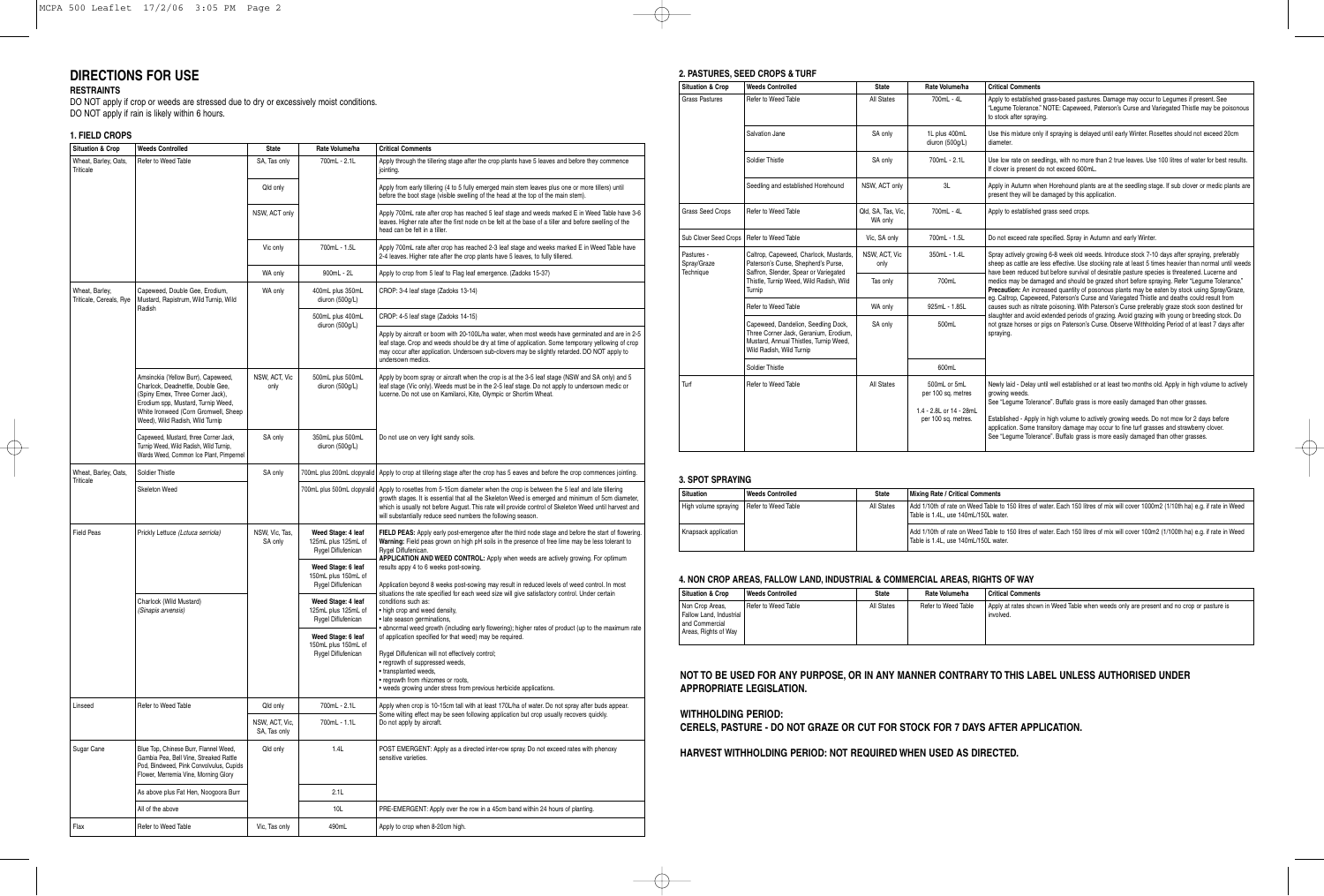# DIRECTIONS FOR USE

## RESTRAINTS

DO NOT apply if crop or weeds are stressed due to dry or excessively moist conditions.
DO NOT apply if rain is likely within 6 hours.

## 1. FIELD CROPS

| Situation & Crop | Weeds Controlled | State | Rate Volume/ha | Critical Comments |
|---|---|---|---|---|
| Wheat, Barley, Oats, Triticale | Refer to Weed Table | SA, Tas only | 700mL - 2.1L | Apply through the tillering stage after the crop plants have 5 leaves and before they commence jointing. |
| | | Qld only | | Apply from early tillering (4 to 5 fully emerged main stem leaves plus one or more tillers) until before the boot stage (visible swelling of the head at the top of the main stem). |
| | | NSW, ACT only | | Apply 700mL rate after crop has reached 5 leaf stage and weeds marked E in Weed Table have 3-6 leaves. Higher rate after the first node cn be felt at the base of a tiller and before swelling of the head can be felt in a tiller. |
| | | Vic only | 700mL - 1.5L | Apply 700mL rate after crop has reached 2-3 leaf stage and weeks marked E in Weed Table have 2-4 leaves. Higher rate after the crop plants have 5 leaves, to fully tillered. |
| | | WA only | 900mL - 2L | Apply to crop from 5 leaf to Flag leaf emergence. (Zadoks 15-37) |
| Wheat, Barley, Triticale, Cereals, Rye | Capeweed, Double Gee, Erodium, Mustard, Rapistrum, Wild Turnip, Wild Radish | WA only | 400mL plus 350mL diuron (500g/L) | CROP: 3-4 leaf stage (Zadoks 13-14) |
| | | | 500mL plus 400mL diuron (500g/L) | CROP: 4-5 leaf stage (Zadoks 14-15) |
| | | | | Apply by aircraft or boom with 20-100L/ha water, when most weeds have germinated and are in 2-5 leaf stage. Crop and weeds should be dry at time of application. Some temporary yellowing of crop may occur after application. Undersown sub-clovers may be slightly retarded. DO NOT apply to undersown medics. |
| | Amsinckia (Yellow Burr), Capeweed, Charlock, Deadnettle, Double Gee, (Spiny Emex, Three Corner Jack), Erodium spp, Mustard, Turnip Weed, White Ironweed (Corn Gromwell, Sheep Weed), Wild Radish, Wild Turnip | NSW, ACT, Vic only | 500mL plus 500mL diuron (500g/L) | Apply by boom spray or aircraft when the crop is at the 3-5 leaf stage (NSW and SA only) and 5 leaf stage (Vic only). Weeds must be in the 2-5 leaf stage. Do not apply to undersown medic or lucerne. Do not use on Kamilaroi, Kite, Olympic or Shortim Wheat. |
| | Capeweed, Mustard, three Corner Jack, Turnip Weed, Wild Radish, Wild Turnip, Wards Weed, Common Ice Plant, Pimpernel | SA only | 350mL plus 500mL diuron (500g/L) | Do not use on very light sandy soils. |
| Wheat, Barley, Oats, Triticale | Soldier Thistle | SA only | 700mL plus 200mL clopyralid | Apply to crop at tillering stage after the crop has 5 eaves and before the crop commences jointing. |
| | Skeleton Weed | | 700mL plus 500mL clopyralid | Apply to rosettes from 5-15cm diameter when the crop is between the 5 leaf and late tillering growth stages. It is essential that all the Skeleton Weed is emerged and minimum of 5cm diameter, which is usually not before August. This rate will provide control of Skeleton Weed until harvest and will substantially reduce seed numbers the following season. |
| Field Peas | Prickly Lettuce *(Lctuca serriola)* | NSW, Vic, Tas, SA only | **Weed Stage: 4 leaf** 125mL plus 125mL of Rygel Diflufenican | **FIELD PEAS:** Apply early post-emergence after the third node stage and before the start of flowering. **Warning:** Field peas grown on high pH soils in the presence of free lime may be less tolerant to Rygel Diflufenican. **APPLICATION AND WEED CONTROL:** Apply when weeds are actively growing. For optimum results appy 4 to 6 weeks post-sowing. Application beyond 8 weeks post-sowing may result in reduced levels of weed control. In most situations the rate specified for each weed size will give satisfactory control. Under certain conditions such as: • high crop and weed density, • late season germinations, • abnormal weed growth (including early flowering); higher rates of product (up to the maximum rate of application specified for that weed) may be required. Rygel Diflufenican will not effectively control; • regrowth of suppressed weeds, • transplanted weeds, • regrowth from rhizomes or roots, • weeds growing under stress from previous herbicide applications. |
| | | | **Weed Stage: 6 leaf** 150mL plus 150mL of Rygel Diflufenican | |
| | Charlock (Wild Mustard) *(Sinapis arvensis)* | | **Weed Stage: 4 leaf** 125mL plus 125mL of Rygel Diflufenican | |
| | | | **Weed Stage: 6 leaf** 150mL plus 150mL of Rygel Diflufenican | |
| Linseed | Refer to Weed Table | Qld only | 700mL - 2.1L | Apply when crop is 10-15cm tall with at least 170L/ha of water. Do not spray after buds appear. Some wilting effect may be seen following application but crop usually recovers quickly. Do not apply by aircraft. |
| | | NSW, ACT, Vic, SA, Tas only | 700mL - 1.1L | |
| Sugar Cane | Blue Top, Chinese Burr, Flannel Weed, Gambia Pea, Bell Vine, Streaked Rattle Pod, Bindweed, Pink Convolvulus, Cupids Flower, Merremia Vine, Morning Glory | Qld only | 1.4L | POST EMERGENT: Apply as a directed inter-row spray. Do not exceed rates with phenoxy sensitive varieties. |
| | As above plus Fat Hen, Noogoora Burr | | 2.1L | |
| | All of the above | | 10L | PRE-EMERGENT: Apply over the row in a 45cm band within 24 hours of planting. |
| Flax | Refer to Weed Table | Vic, Tas only | 490mL | Apply to crop when 8-20cm high. |

## 2. PASTURES, SEED CROPS & TURF

| Situation & Crop | Weeds Controlled | State | Rate Volume/ha | Critical Comments |
|---|---|---|---|---|
| Grass Pastures | Refer to Weed Table | All States | 700mL - 4L | Apply to established grass-based pastures. Damage may occur to Legumes if present. See "Legume Tolerance." NOTE: Capeweed, Paterson's Curse and Variegated Thistle may be poisonous to stock after spraying. |
| | Salvation Jane | SA only | 1L plus 400mL diuron (500g/L) | Use this mixture only if spraying is delayed until early Winter. Rosettes should not exceed 20cm diameter. |
| | Soldier Thistle | SA only | 700mL - 2.1L | Use low rate on seedlings, with no more than 2 true leaves. Use 100 litres of water for best results. If clover is present do not exceed 600mL. |
| | Seedling and established Horehound | NSW, ACT only | 3L | Apply in Autumn when Horehound plants are at the seedling stage. If sub clover or medic plants are present they will be damaged by this application. |
| Grass Seed Crops | Refer to Weed Table | Qld, SA, Tas, Vic, WA only | 700mL - 4L | Apply to established grass seed crops. |
| Sub Clover Seed Crops | Refer to Weed Table | Vic, SA only | 700mL - 1.5L | Do not exceed rate specified. Spray in Autumn and early Winter. |
| Pastures - Spray/Graze Technique | Caltrop, Capeweed, Charlock, Mustards, Paterson's Curse, Shepherd's Purse, Saffron, Slender, Spear or Variegated Thistle, Turnip Weed, Wild Radish, Wild Turnip | NSW, ACT, Vic only | 350mL - 1.4L | Spray actively growing 6-8 week old weeds. Introduce stock 7-10 days after spraying, preferably sheep as cattle are less effective. Use stocking rate at least 5 times heavier than normal until weeds have been reduced but before survival of desirable pasture species is threatened. Lucerne and medics may be damaged and should be grazed short before spraying. Refer "Legume Tolerance." **Precaution:** An increased quantity of poisonous plants may be eaten by stock using Spray/Graze, eg. Caltrop, Capeweed, Paterson's Curse and Variegated Thistle and deaths could result from causes such as nitrate poisoning. With Paterson's Curse preferably graze stock soon destined for slaughter and avoid extended periods of grazing. Avoid grazing with young or breeding stock. Do not graze horses or pigs on Paterson's Curse. Observe Withholding Period of at least 7 days after spraying. |
| | | Tas only | 700mL | |
| | Refer to Weed Table | WA only | 925mL - 1.85L | |
| | Capeweed, Dandelion, Seedling Dock, Three Corner Jack, Geranium, Erodium, Mustard, Annual Thistles, Turnip Weed, Wild Radish, Wild Turnip | SA only | 500mL | |
| | Soldier Thistle | | 600mL | |
| Turf | Refer to Weed Table | All States | 500mL or 5mL per 100 sq. metres<br>1.4 - 2.8L or 14 - 28mL per 100 sq. metres. | Newly laid - Delay until well established or at least two months old. Apply in high volume to actively growing weeds. See "Legume Tolerance". Buffalo grass is more easily damaged than other grasses.<br>Established - Apply in high volume to actively growing weeds. Do not mow for 2 days before application. Some transitory damage may occur to fine turf grasses and strawberry clover. See "Legume Tolerance". Buffalo grass is more easily damaged than other grasses. |

## 3. SPOT SPRAYING

| Situation | Weeds Controlled | State | Mixing Rate / Critical Comments |
|---|---|---|---|
| High volume spraying | Refer to Weed Table | All States | Add 1/10th of rate on Weed Table to 150 litres of water. Each 150 litres of mix will cover 1000m2 (1/10th ha) e.g. if rate in Weed Table is 1.4L, use 140mL/150L water. |
| Knapsack application | | | Add 1/10th of rate on Weed Table to 150 litres of water. Each 150 litres of mix will cover 100m2 (1/100th ha) e.g. if rate in Weed Table is 1.4L, use 140mL/150L water. |

## 4. NON CROP AREAS, FALLOW LAND, INDUSTRIAL & COMMERCIAL AREAS, RIGHTS OF WAY

| Situation & Crop | Weeds Controlled | State | Rate Volume/ha | Critical Comments |
|---|---|---|---|---|
| Non Crop Areas, Fallow Land, Industrial and Commercial Areas, Rights of Way | Refer to Weed Table | All States | Refer to Weed Table | Apply at rates shown in Weed Table when weeds only are present and no crop or pasture is involved. |

**NOT TO BE USED FOR ANY PURPOSE, OR IN ANY MANNER CONTRARY TO THIS LABEL UNLESS AUTHORISED UNDER APPROPRIATE LEGISLATION.**

**WITHHOLDING PERIOD:**
**CERELS, PASTURE - DO NOT GRAZE OR CUT FOR STOCK FOR 7 DAYS AFTER APPLICATION.**

**HARVEST WITHHOLDING PERIOD: NOT REQUIRED WHEN USED AS DIRECTED.**